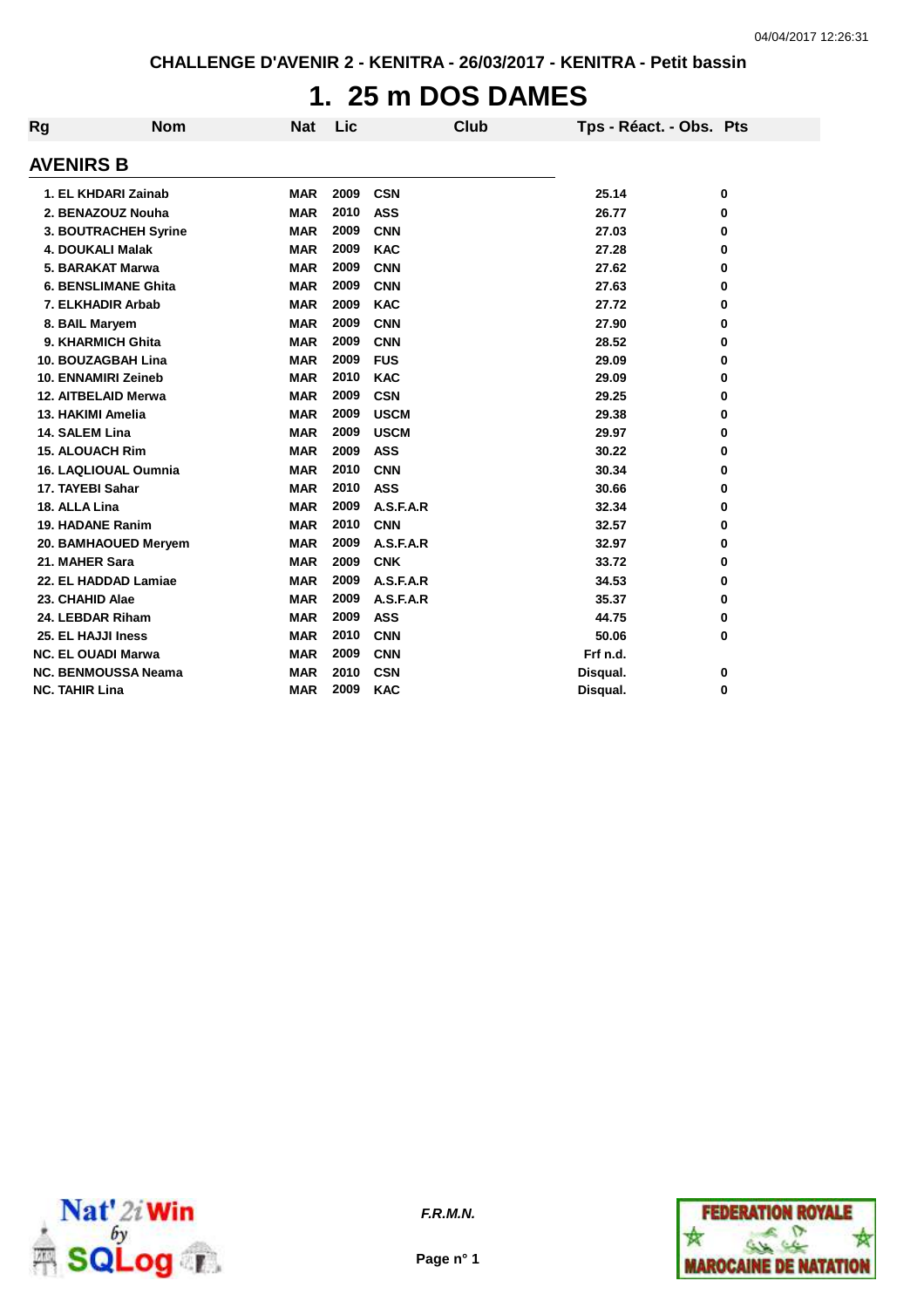CHALLENGE D'AVENIR 2 - KENITRA - 26/03/2017 - KENITRA - Petit bassin

# 1. 25 m DOS DAMES

| Rg | Nom | Nat | Lic | Club | Tps - Réact. - Obs. | Pts |
|---|---|---|---|---|---|---|
| **AVENIRS B** | | | | | | |
| 1. | EL KHDARI Zainab | MAR | 2009 | CSN | 25.14 | 0 |
| 2. | BENAZOUZ Nouha | MAR | 2010 | ASS | 26.77 | 0 |
| 3. | BOUTRACHEH Syrine | MAR | 2009 | CNN | 27.03 | 0 |
| 4. | DOUKALI Malak | MAR | 2009 | KAC | 27.28 | 0 |
| 5. | BARAKAT Marwa | MAR | 2009 | CNN | 27.62 | 0 |
| 6. | BENSLIMANE Ghita | MAR | 2009 | CNN | 27.63 | 0 |
| 7. | ELKHADIR Arbab | MAR | 2009 | KAC | 27.72 | 0 |
| 8. | BAIL Maryem | MAR | 2009 | CNN | 27.90 | 0 |
| 9. | KHARMICH Ghita | MAR | 2009 | CNN | 28.52 | 0 |
| 10. | BOUZAGBAH Lina | MAR | 2009 | FUS | 29.09 | 0 |
| 10. | ENNAMIRI Zeineb | MAR | 2010 | KAC | 29.09 | 0 |
| 12. | AITBELAID Merwa | MAR | 2009 | CSN | 29.25 | 0 |
| 13. | HAKIMI Amelia | MAR | 2009 | USCM | 29.38 | 0 |
| 14. | SALEM Lina | MAR | 2009 | USCM | 29.97 | 0 |
| 15. | ALOUACH Rim | MAR | 2009 | ASS | 30.22 | 0 |
| 16. | LAQLIOUAL Oumnia | MAR | 2010 | CNN | 30.34 | 0 |
| 17. | TAYEBI Sahar | MAR | 2010 | ASS | 30.66 | 0 |
| 18. | ALLA Lina | MAR | 2009 | A.S.F.A.R | 32.34 | 0 |
| 19. | HADANE Ranim | MAR | 2010 | CNN | 32.57 | 0 |
| 20. | BAMHAOUED Meryem | MAR | 2009 | A.S.F.A.R | 32.97 | 0 |
| 21. | MAHER Sara | MAR | 2009 | CNK | 33.72 | 0 |
| 22. | EL HADDAD Lamiae | MAR | 2009 | A.S.F.A.R | 34.53 | 0 |
| 23. | CHAHID Alae | MAR | 2009 | A.S.F.A.R | 35.37 | 0 |
| 24. | LEBDAR Riham | MAR | 2009 | ASS | 44.75 | 0 |
| 25. | EL HAJJI Iness | MAR | 2010 | CNN | 50.06 | 0 |
| NC. | EL OUADI Marwa | MAR | 2009 | CNN | Frf n.d. | |
| NC. | BENMOUSSA Neama | MAR | 2010 | CSN | Disqual. | 0 |
| NC. | TAHIR Lina | MAR | 2009 | KAC | Disqual. | 0 |

F.R.M.N.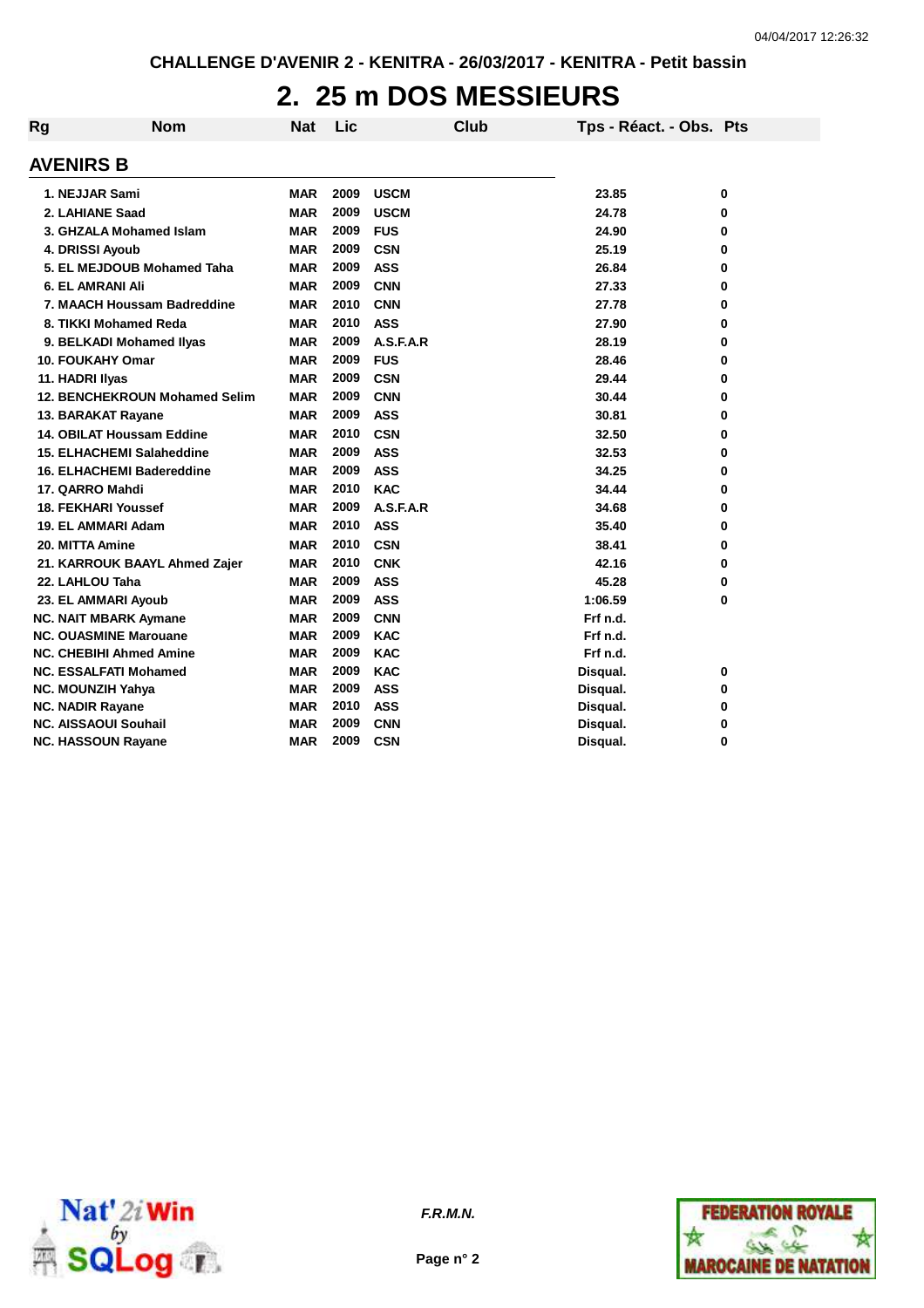CHALLENGE D'AVENIR 2 - KENITRA - 26/03/2017 - KENITRA - Petit bassin

# 2. 25 m DOS MESSIEURS

| Rg | Nom | Nat | Lic | Club | Tps - Réact. - Obs. | Pts |
|---|---|---|---|---|---|---|

## AVENIRS B

| Rg | Nom | Nat | Lic | Club | Tps - Réact. - Obs. | Pts |
|---|---|---|---|---|---|---|
| 1. | NEJJAR Sami | MAR | 2009 | USCM | 23.85 | 0 |
| 2. | LAHIANE Saad | MAR | 2009 | USCM | 24.78 | 0 |
| 3. | GHZALA Mohamed Islam | MAR | 2009 | FUS | 24.90 | 0 |
| 4. | DRISSI Ayoub | MAR | 2009 | CSN | 25.19 | 0 |
| 5. | EL MEJDOUB Mohamed Taha | MAR | 2009 | ASS | 26.84 | 0 |
| 6. | EL AMRANI Ali | MAR | 2009 | CNN | 27.33 | 0 |
| 7. | MAACH Houssam Badreddine | MAR | 2010 | CNN | 27.78 | 0 |
| 8. | TIKKI Mohamed Reda | MAR | 2010 | ASS | 27.90 | 0 |
| 9. | BELKADI Mohamed Ilyas | MAR | 2009 | A.S.F.A.R | 28.19 | 0 |
| 10. | FOUKAHY Omar | MAR | 2009 | FUS | 28.46 | 0 |
| 11. | HADRI Ilyas | MAR | 2009 | CSN | 29.44 | 0 |
| 12. | BENCHEKROUN Mohamed Selim | MAR | 2009 | CNN | 30.44 | 0 |
| 13. | BARAKAT Rayane | MAR | 2009 | ASS | 30.81 | 0 |
| 14. | OBILAT Houssam Eddine | MAR | 2010 | CSN | 32.50 | 0 |
| 15. | ELHACHEMI Salaheddine | MAR | 2009 | ASS | 32.53 | 0 |
| 16. | ELHACHEMI Badereddine | MAR | 2009 | ASS | 34.25 | 0 |
| 17. | QARRO Mahdi | MAR | 2010 | KAC | 34.44 | 0 |
| 18. | FEKHARI Youssef | MAR | 2009 | A.S.F.A.R | 34.68 | 0 |
| 19. | EL AMMARI Adam | MAR | 2010 | ASS | 35.40 | 0 |
| 20. | MITTA Amine | MAR | 2010 | CSN | 38.41 | 0 |
| 21. | KARROUK BAAYL Ahmed Zajer | MAR | 2010 | CNK | 42.16 | 0 |
| 22. | LAHLOU Taha | MAR | 2009 | ASS | 45.28 | 0 |
| 23. | EL AMMARI Ayoub | MAR | 2009 | ASS | 1:06.59 | 0 |
| NC. | NAIT MBARK Aymane | MAR | 2009 | CNN | Frf n.d. | |
| NC. | OUASMINE Marouane | MAR | 2009 | KAC | Frf n.d. | |
| NC. | CHEBIHI Ahmed Amine | MAR | 2009 | KAC | Frf n.d. | |
| NC. | ESSALFATI Mohamed | MAR | 2009 | KAC | Disqual. | 0 |
| NC. | MOUNZIH Yahya | MAR | 2009 | ASS | Disqual. | 0 |
| NC. | NADIR Rayane | MAR | 2010 | ASS | Disqual. | 0 |
| NC. | AISSAOUI Souhail | MAR | 2009 | CNN | Disqual. | 0 |
| NC. | HASSOUN Rayane | MAR | 2009 | CSN | Disqual. | 0 |

*F.R.M.N.*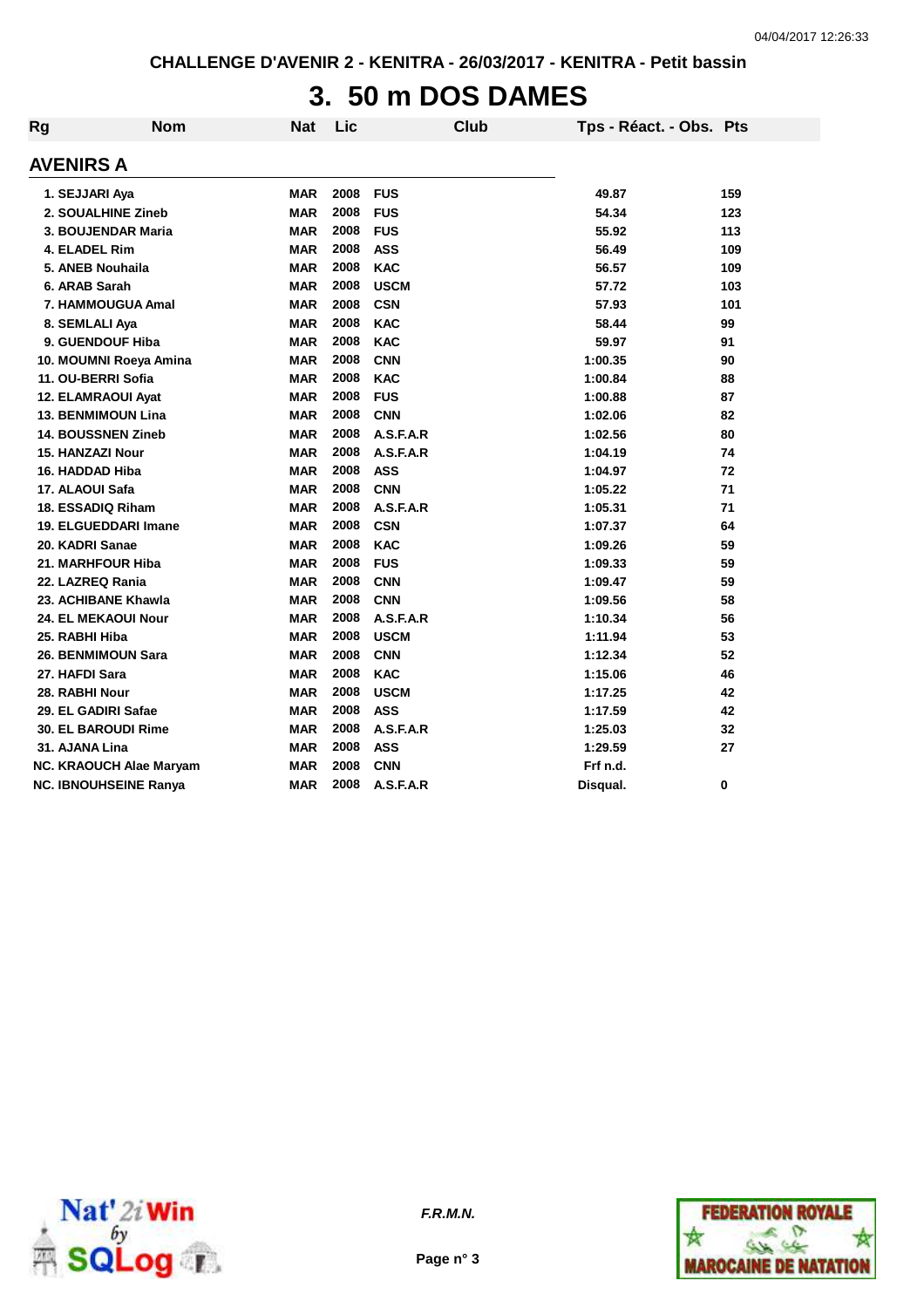CHALLENGE D'AVENIR 2 - KENITRA - 26/03/2017 - KENITRA - Petit bassin

# 3. 50 m DOS DAMES

| Rg | Nom | Nat | Lic | Club | Tps - Réact. - Obs. | Pts |
|---|---|---|---|---|---|---|
| **AVENIRS A** | | | | | | |
| 1. | SEJJARI Aya | MAR | 2008 | FUS | 49.87 | 159 |
| 2. | SOUALHINE Zineb | MAR | 2008 | FUS | 54.34 | 123 |
| 3. | BOUJENDAR Maria | MAR | 2008 | FUS | 55.92 | 113 |
| 4. | ELADEL Rim | MAR | 2008 | ASS | 56.49 | 109 |
| 5. | ANEB Nouhaila | MAR | 2008 | KAC | 56.57 | 109 |
| 6. | ARAB Sarah | MAR | 2008 | USCM | 57.72 | 103 |
| 7. | HAMMOUGUA Amal | MAR | 2008 | CSN | 57.93 | 101 |
| 8. | SEMLALI Aya | MAR | 2008 | KAC | 58.44 | 99 |
| 9. | GUENDOUF Hiba | MAR | 2008 | KAC | 59.97 | 91 |
| 10. | MOUMNI Roeya Amina | MAR | 2008 | CNN | 1:00.35 | 90 |
| 11. | OU-BERRI Sofia | MAR | 2008 | KAC | 1:00.84 | 88 |
| 12. | ELAMRAOUI Ayat | MAR | 2008 | FUS | 1:00.88 | 87 |
| 13. | BENMIMOUN Lina | MAR | 2008 | CNN | 1:02.06 | 82 |
| 14. | BOUSSNEN Zineb | MAR | 2008 | A.S.F.A.R | 1:02.56 | 80 |
| 15. | HANZAZI Nour | MAR | 2008 | A.S.F.A.R | 1:04.19 | 74 |
| 16. | HADDAD Hiba | MAR | 2008 | ASS | 1:04.97 | 72 |
| 17. | ALAOUI Safa | MAR | 2008 | CNN | 1:05.22 | 71 |
| 18. | ESSADIQ Riham | MAR | 2008 | A.S.F.A.R | 1:05.31 | 71 |
| 19. | ELGUEDDARI Imane | MAR | 2008 | CSN | 1:07.37 | 64 |
| 20. | KADRI Sanae | MAR | 2008 | KAC | 1:09.26 | 59 |
| 21. | MARHFOUR Hiba | MAR | 2008 | FUS | 1:09.33 | 59 |
| 22. | LAZREQ Rania | MAR | 2008 | CNN | 1:09.47 | 59 |
| 23. | ACHIBANE Khawla | MAR | 2008 | CNN | 1:09.56 | 58 |
| 24. | EL MEKAOUI Nour | MAR | 2008 | A.S.F.A.R | 1:10.34 | 56 |
| 25. | RABHI Hiba | MAR | 2008 | USCM | 1:11.94 | 53 |
| 26. | BENMIMOUN Sara | MAR | 2008 | CNN | 1:12.34 | 52 |
| 27. | HAFDI Sara | MAR | 2008 | KAC | 1:15.06 | 46 |
| 28. | RABHI Nour | MAR | 2008 | USCM | 1:17.25 | 42 |
| 29. | EL GADIRI Safae | MAR | 2008 | ASS | 1:17.59 | 42 |
| 30. | EL BAROUDI Rime | MAR | 2008 | A.S.F.A.R | 1:25.03 | 32 |
| 31. | AJANA Lina | MAR | 2008 | ASS | 1:29.59 | 27 |
| NC. | KRAOUCH Alae Maryam | MAR | 2008 | CNN | Frf n.d. | |
| NC. | IBNOUHSEINE Ranya | MAR | 2008 | A.S.F.A.R | Disqual. | 0 |

F.R.M.N.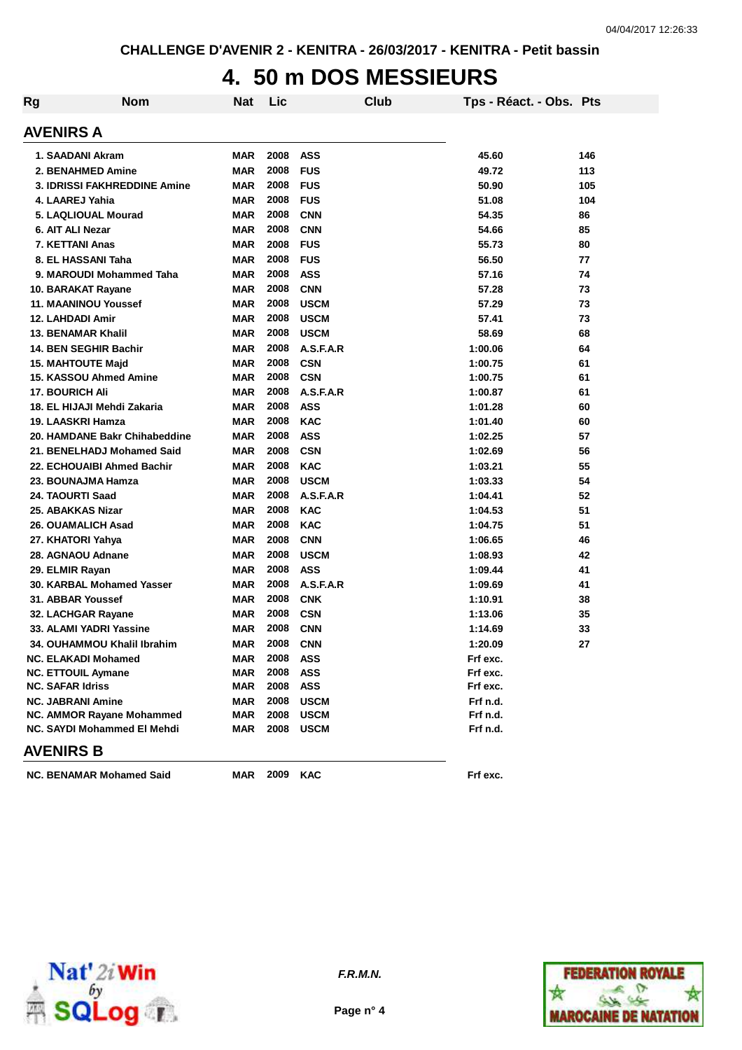CHALLENGE D'AVENIR 2 - KENITRA - 26/03/2017 - KENITRA - Petit bassin

# 4. 50 m DOS MESSIEURS

| Rg | Nom | Nat | Lic | Club | Tps - Réact. - Obs. | Pts |
|---|---|---|---|---|---|---|
| **AVENIRS A** | | | | | | |
| 1. | SAADANI Akram | MAR | 2008 | ASS | 45.60 | 146 |
| 2. | BENAHMED Amine | MAR | 2008 | FUS | 49.72 | 113 |
| 3. | IDRISSI FAKHREDDINE Amine | MAR | 2008 | FUS | 50.90 | 105 |
| 4. | LAAREJ Yahia | MAR | 2008 | FUS | 51.08 | 104 |
| 5. | LAQLIOUAL Mourad | MAR | 2008 | CNN | 54.35 | 86 |
| 6. | AIT ALI Nezar | MAR | 2008 | CNN | 54.66 | 85 |
| 7. | KETTANI Anas | MAR | 2008 | FUS | 55.73 | 80 |
| 8. | EL HASSANI Taha | MAR | 2008 | FUS | 56.50 | 77 |
| 9. | MAROUDI Mohammed Taha | MAR | 2008 | ASS | 57.16 | 74 |
| 10. | BARAKAT Rayane | MAR | 2008 | CNN | 57.28 | 73 |
| 11. | MAANINOU Youssef | MAR | 2008 | USCM | 57.29 | 73 |
| 12. | LAHDADI Amir | MAR | 2008 | USCM | 57.41 | 73 |
| 13. | BENAMAR Khalil | MAR | 2008 | USCM | 58.69 | 68 |
| 14. | BEN SEGHIR Bachir | MAR | 2008 | A.S.F.A.R | 1:00.06 | 64 |
| 15. | MAHTOUTE Majd | MAR | 2008 | CSN | 1:00.75 | 61 |
| 15. | KASSOU Ahmed Amine | MAR | 2008 | CSN | 1:00.75 | 61 |
| 17. | BOURICH Ali | MAR | 2008 | A.S.F.A.R | 1:00.87 | 61 |
| 18. | EL HIJAJI Mehdi Zakaria | MAR | 2008 | ASS | 1:01.28 | 60 |
| 19. | LAASKRI Hamza | MAR | 2008 | KAC | 1:01.40 | 60 |
| 20. | HAMDANE Bakr Chihabeddine | MAR | 2008 | ASS | 1:02.25 | 57 |
| 21. | BENELHADJ Mohamed Said | MAR | 2008 | CSN | 1:02.69 | 56 |
| 22. | ECHOUAIBI Ahmed Bachir | MAR | 2008 | KAC | 1:03.21 | 55 |
| 23. | BOUNAJMA Hamza | MAR | 2008 | USCM | 1:03.33 | 54 |
| 24. | TAOURTI Saad | MAR | 2008 | A.S.F.A.R | 1:04.41 | 52 |
| 25. | ABAKKAS Nizar | MAR | 2008 | KAC | 1:04.53 | 51 |
| 26. | OUAMALICH Asad | MAR | 2008 | KAC | 1:04.75 | 51 |
| 27. | KHATORI Yahya | MAR | 2008 | CNN | 1:06.65 | 46 |
| 28. | AGNAOU Adnane | MAR | 2008 | USCM | 1:08.93 | 42 |
| 29. | ELMIR Rayan | MAR | 2008 | ASS | 1:09.44 | 41 |
| 30. | KARBAL Mohamed Yasser | MAR | 2008 | A.S.F.A.R | 1:09.69 | 41 |
| 31. | ABBAR Youssef | MAR | 2008 | CNK | 1:10.91 | 38 |
| 32. | LACHGAR Rayane | MAR | 2008 | CSN | 1:13.06 | 35 |
| 33. | ALAMI YADRI Yassine | MAR | 2008 | CNN | 1:14.69 | 33 |
| 34. | OUHAMMOU Khalil Ibrahim | MAR | 2008 | CNN | 1:20.09 | 27 |
| NC. | ELAKADI Mohamed | MAR | 2008 | ASS | Frf exc. | |
| NC. | ETTOUIL Aymane | MAR | 2008 | ASS | Frf exc. | |
| NC. | SAFAR Idriss | MAR | 2008 | ASS | Frf exc. | |
| NC. | JABRANI Amine | MAR | 2008 | USCM | Frf n.d. | |
| NC. | AMMOR Rayane Mohammed | MAR | 2008 | USCM | Frf n.d. | |
| NC. | SAYDI Mohammed El Mehdi | MAR | 2008 | USCM | Frf n.d. | |
| **AVENIRS B** | | | | | | |
| NC. | BENAMAR Mohamed Said | MAR | 2009 | KAC | Frf exc. | |

F.R.M.N.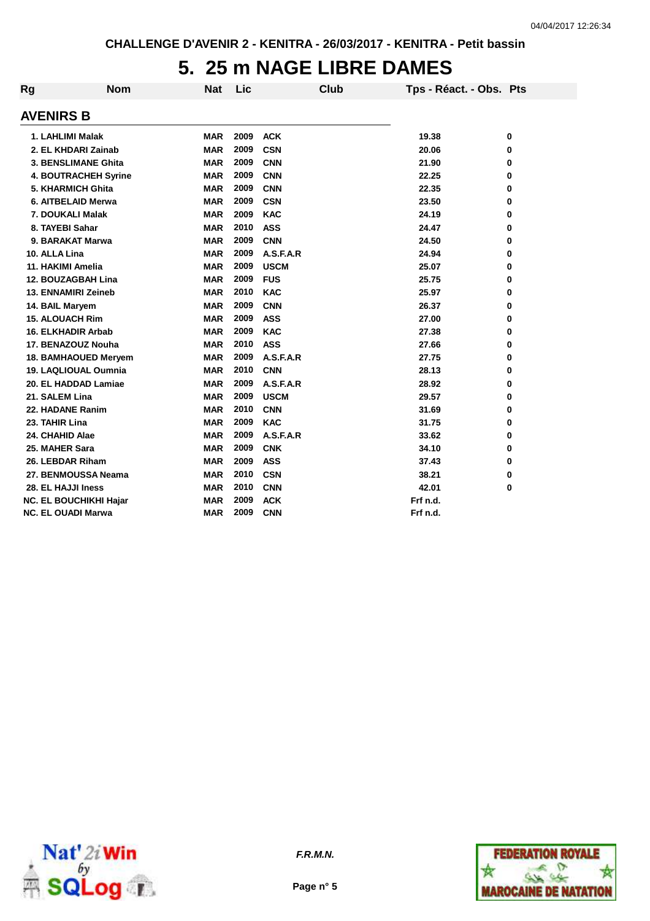CHALLENGE D'AVENIR 2 - KENITRA - 26/03/2017 - KENITRA - Petit bassin

# 5. 25 m NAGE LIBRE DAMES

## AVENIRS B

| Rg | Nom | Nat | Lic | Club | Tps - Réact. - Obs. | Pts |
|---|---|---|---|---|---|---|
| 1. | LAHLIMI Malak | MAR | 2009 | ACK | 19.38 | 0 |
| 2. | EL KHDARI Zainab | MAR | 2009 | CSN | 20.06 | 0 |
| 3. | BENSLIMANE Ghita | MAR | 2009 | CNN | 21.90 | 0 |
| 4. | BOUTRACHEH Syrine | MAR | 2009 | CNN | 22.25 | 0 |
| 5. | KHARMICH Ghita | MAR | 2009 | CNN | 22.35 | 0 |
| 6. | AITBELAID Merwa | MAR | 2009 | CSN | 23.50 | 0 |
| 7. | DOUKALI Malak | MAR | 2009 | KAC | 24.19 | 0 |
| 8. | TAYEBI Sahar | MAR | 2010 | ASS | 24.47 | 0 |
| 9. | BARAKAT Marwa | MAR | 2009 | CNN | 24.50 | 0 |
| 10. | ALLA Lina | MAR | 2009 | A.S.F.A.R | 24.94 | 0 |
| 11. | HAKIMI Amelia | MAR | 2009 | USCM | 25.07 | 0 |
| 12. | BOUZAGBAH Lina | MAR | 2009 | FUS | 25.75 | 0 |
| 13. | ENNAMIRI Zeineb | MAR | 2010 | KAC | 25.97 | 0 |
| 14. | BAIL Maryem | MAR | 2009 | CNN | 26.37 | 0 |
| 15. | ALOUACH Rim | MAR | 2009 | ASS | 27.00 | 0 |
| 16. | ELKHADIR Arbab | MAR | 2009 | KAC | 27.38 | 0 |
| 17. | BENAZOUZ Nouha | MAR | 2010 | ASS | 27.66 | 0 |
| 18. | BAMHAOUED Meryem | MAR | 2009 | A.S.F.A.R | 27.75 | 0 |
| 19. | LAQLIOUAL Oumnia | MAR | 2010 | CNN | 28.13 | 0 |
| 20. | EL HADDAD Lamiae | MAR | 2009 | A.S.F.A.R | 28.92 | 0 |
| 21. | SALEM Lina | MAR | 2009 | USCM | 29.57 | 0 |
| 22. | HADANE Ranim | MAR | 2010 | CNN | 31.69 | 0 |
| 23. | TAHIR Lina | MAR | 2009 | KAC | 31.75 | 0 |
| 24. | CHAHID Alae | MAR | 2009 | A.S.F.A.R | 33.62 | 0 |
| 25. | MAHER Sara | MAR | 2009 | CNK | 34.10 | 0 |
| 26. | LEBDAR Riham | MAR | 2009 | ASS | 37.43 | 0 |
| 27. | BENMOUSSA Neama | MAR | 2010 | CSN | 38.21 | 0 |
| 28. | EL HAJJI Iness | MAR | 2010 | CNN | 42.01 | 0 |
| NC. | EL BOUCHIKHI Hajar | MAR | 2009 | ACK | Frf n.d. | |
| NC. | EL OUADI Marwa | MAR | 2009 | CNN | Frf n.d. | |

F.R.M.N.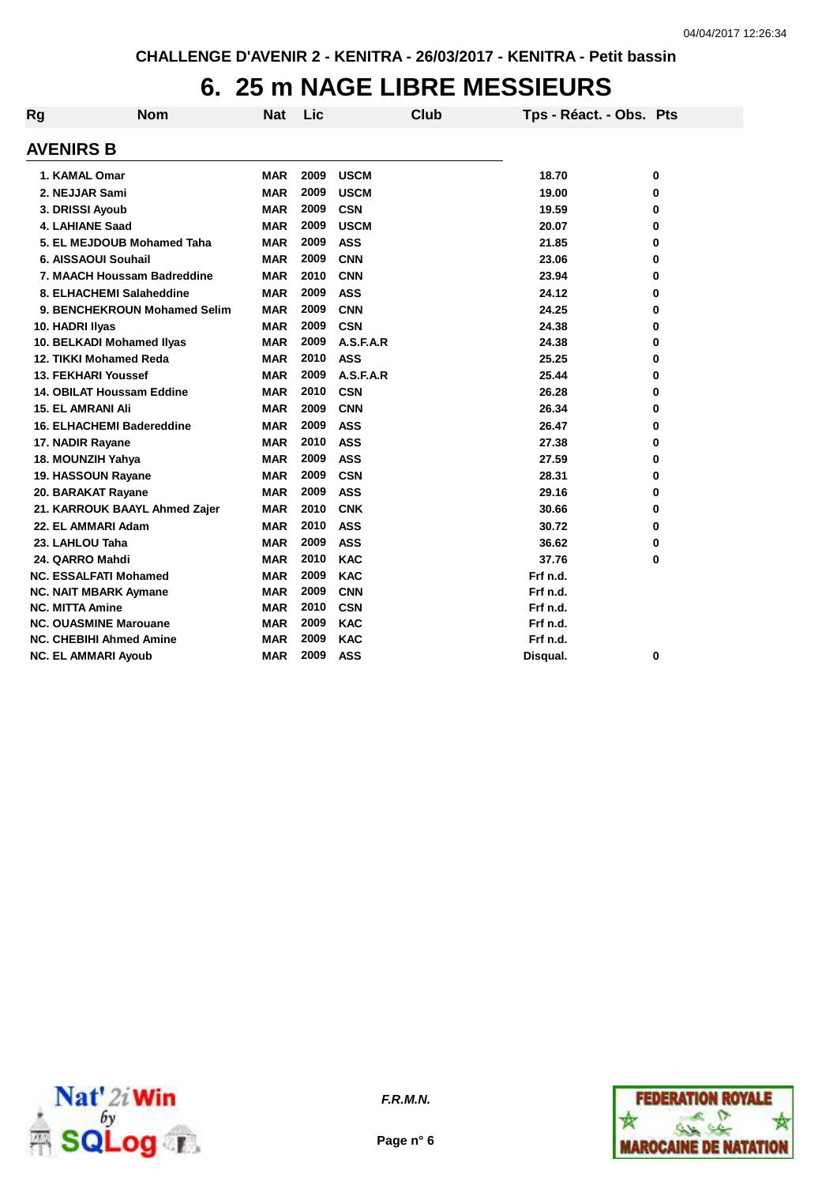CHALLENGE D'AVENIR 2 - KENITRA - 26/03/2017 - KENITRA - Petit bassin

# 6. 25 m NAGE LIBRE MESSIEURS

## AVENIRS B

| Rg | Nom | Nat | Lic | Club | Tps - Réact. - Obs. | Pts |
|---|---|---|---|---|---|---|
| 1. | KAMAL Omar | MAR | 2009 | USCM | 18.70 | 0 |
| 2. | NEJJAR Sami | MAR | 2009 | USCM | 19.00 | 0 |
| 3. | DRISSI Ayoub | MAR | 2009 | CSN | 19.59 | 0 |
| 4. | LAHIANE Saad | MAR | 2009 | USCM | 20.07 | 0 |
| 5. | EL MEJDOUB Mohamed Taha | MAR | 2009 | ASS | 21.85 | 0 |
| 6. | AISSAOUI Souhail | MAR | 2009 | CNN | 23.06 | 0 |
| 7. | MAACH Houssam Badreddine | MAR | 2010 | CNN | 23.94 | 0 |
| 8. | ELHACHEMI Salaheddine | MAR | 2009 | ASS | 24.12 | 0 |
| 9. | BENCHEKROUN Mohamed Selim | MAR | 2009 | CNN | 24.25 | 0 |
| 10. | HADRI Ilyas | MAR | 2009 | CSN | 24.38 | 0 |
| 10. | BELKADI Mohamed Ilyas | MAR | 2009 | A.S.F.A.R | 24.38 | 0 |
| 12. | TIKKI Mohamed Reda | MAR | 2010 | ASS | 25.25 | 0 |
| 13. | FEKHARI Youssef | MAR | 2009 | A.S.F.A.R | 25.44 | 0 |
| 14. | OBILAT Houssam Eddine | MAR | 2010 | CSN | 26.28 | 0 |
| 15. | EL AMRANI Ali | MAR | 2009 | CNN | 26.34 | 0 |
| 16. | ELHACHEMI Badereddine | MAR | 2009 | ASS | 26.47 | 0 |
| 17. | NADIR Rayane | MAR | 2010 | ASS | 27.38 | 0 |
| 18. | MOUNZIH Yahya | MAR | 2009 | ASS | 27.59 | 0 |
| 19. | HASSOUN Rayane | MAR | 2009 | CSN | 28.31 | 0 |
| 20. | BARAKAT Rayane | MAR | 2009 | ASS | 29.16 | 0 |
| 21. | KARROUK BAAYL Ahmed Zajer | MAR | 2010 | CNK | 30.66 | 0 |
| 22. | EL AMMARI Adam | MAR | 2010 | ASS | 30.72 | 0 |
| 23. | LAHLOU Taha | MAR | 2009 | ASS | 36.62 | 0 |
| 24. | QARRO Mahdi | MAR | 2010 | KAC | 37.76 | 0 |
| NC. | ESSALFATI Mohamed | MAR | 2009 | KAC | Frf n.d. | |
| NC. | NAIT MBARK Aymane | MAR | 2009 | CNN | Frf n.d. | |
| NC. | MITTA Amine | MAR | 2010 | CSN | Frf n.d. | |
| NC. | OUASMINE Marouane | MAR | 2009 | KAC | Frf n.d. | |
| NC. | CHEBIHI Ahmed Amine | MAR | 2009 | KAC | Frf n.d. | |
| NC. | EL AMMARI Ayoub | MAR | 2009 | ASS | Disqual. | 0 |

F.R.M.N.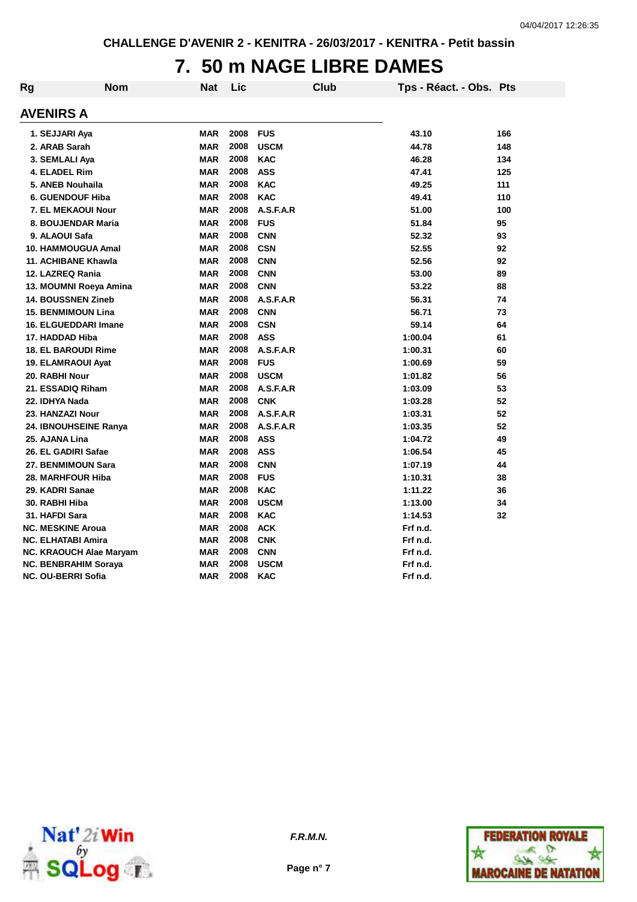CHALLENGE D'AVENIR 2 - KENITRA - 26/03/2017 - KENITRA - Petit bassin

# 7. 50 m NAGE LIBRE DAMES

## AVENIRS A

| Rg | Nom | Nat | Lic | Club | Tps - Réact. - Obs. | Pts |
|---|---|---|---|---|---|---|
| 1. | SEJJARI Aya | MAR | 2008 | FUS | 43.10 | 166 |
| 2. | ARAB Sarah | MAR | 2008 | USCM | 44.78 | 148 |
| 3. | SEMLALI Aya | MAR | 2008 | KAC | 46.28 | 134 |
| 4. | ELADEL Rim | MAR | 2008 | ASS | 47.41 | 125 |
| 5. | ANEB Nouhaila | MAR | 2008 | KAC | 49.25 | 111 |
| 6. | GUENDOUF Hiba | MAR | 2008 | KAC | 49.41 | 110 |
| 7. | EL MEKAOUI Nour | MAR | 2008 | A.S.F.A.R | 51.00 | 100 |
| 8. | BOUJENDAR Maria | MAR | 2008 | FUS | 51.84 | 95 |
| 9. | ALAOUI Safa | MAR | 2008 | CNN | 52.32 | 93 |
| 10. | HAMMOUGUA Amal | MAR | 2008 | CSN | 52.55 | 92 |
| 11. | ACHIBANE Khawla | MAR | 2008 | CNN | 52.56 | 92 |
| 12. | LAZREQ Rania | MAR | 2008 | CNN | 53.00 | 89 |
| 13. | MOUMNI Roeya Amina | MAR | 2008 | CNN | 53.22 | 88 |
| 14. | BOUSSNEN Zineb | MAR | 2008 | A.S.F.A.R | 56.31 | 74 |
| 15. | BENMIMOUN Lina | MAR | 2008 | CNN | 56.71 | 73 |
| 16. | ELGUEDDARI Imane | MAR | 2008 | CSN | 59.14 | 64 |
| 17. | HADDAD Hiba | MAR | 2008 | ASS | 1:00.04 | 61 |
| 18. | EL BAROUDI Rime | MAR | 2008 | A.S.F.A.R | 1:00.31 | 60 |
| 19. | ELAMRAOUI Ayat | MAR | 2008 | FUS | 1:00.69 | 59 |
| 20. | RABHI Nour | MAR | 2008 | USCM | 1:01.82 | 56 |
| 21. | ESSADIQ Riham | MAR | 2008 | A.S.F.A.R | 1:03.09 | 53 |
| 22. | IDHYA Nada | MAR | 2008 | CNK | 1:03.28 | 52 |
| 23. | HANZAZI Nour | MAR | 2008 | A.S.F.A.R | 1:03.31 | 52 |
| 24. | IBNOUHSEINE Ranya | MAR | 2008 | A.S.F.A.R | 1:03.35 | 52 |
| 25. | AJANA Lina | MAR | 2008 | ASS | 1:04.72 | 49 |
| 26. | EL GADIRI Safae | MAR | 2008 | ASS | 1:06.54 | 45 |
| 27. | BENMIMOUN Sara | MAR | 2008 | CNN | 1:07.19 | 44 |
| 28. | MARHFOUR Hiba | MAR | 2008 | FUS | 1:10.31 | 38 |
| 29. | KADRI Sanae | MAR | 2008 | KAC | 1:11.22 | 36 |
| 30. | RABHI Hiba | MAR | 2008 | USCM | 1:13.00 | 34 |
| 31. | HAFDI Sara | MAR | 2008 | KAC | 1:14.53 | 32 |
| NC. | MESKINE Aroua | MAR | 2008 | ACK | Frf n.d. | |
| NC. | ELHATABI Amira | MAR | 2008 | CNK | Frf n.d. | |
| NC. | KRAOUCH Alae Maryam | MAR | 2008 | CNN | Frf n.d. | |
| NC. | BENBRAHIM Soraya | MAR | 2008 | USCM | Frf n.d. | |
| NC. | OU-BERRI Sofia | MAR | 2008 | KAC | Frf n.d. | |

F.R.M.N.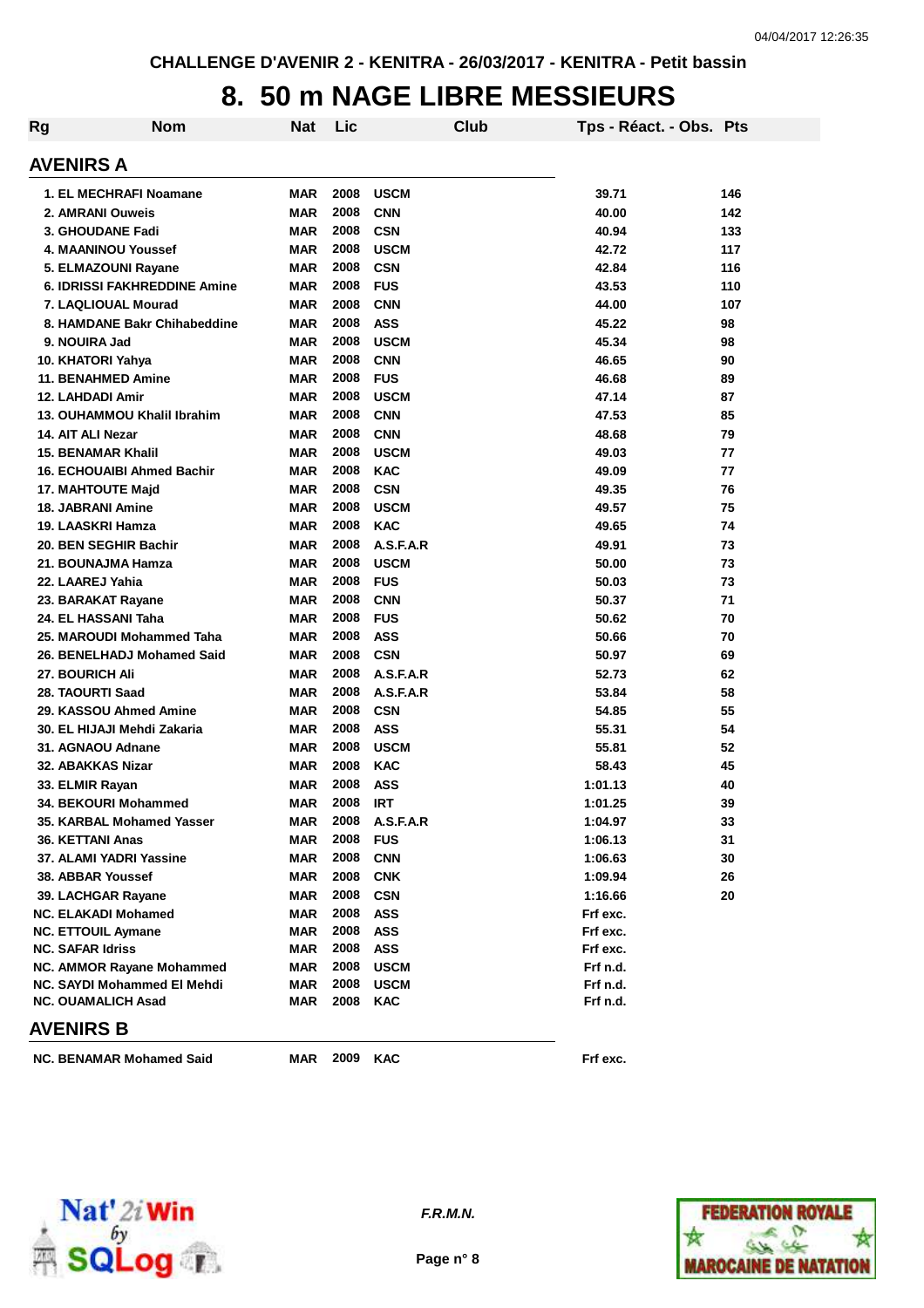CHALLENGE D'AVENIR 2 - KENITRA - 26/03/2017 - KENITRA - Petit bassin

# 8. 50 m NAGE LIBRE MESSIEURS

| Rg | Nom | Nat | Lic | Club | Tps - Réact. - Obs. | Pts |
|---|---|---|---|---|---|---|

## AVENIRS A

| Rg | Nom | Nat | Lic | Club | Tps - Réact. - Obs. | Pts |
|---|---|---|---|---|---|---|
| 1. | EL MECHRAFI Noamane | MAR | 2008 | USCM | 39.71 | 146 |
| 2. | AMRANI Ouweis | MAR | 2008 | CNN | 40.00 | 142 |
| 3. | GHOUDANE Fadi | MAR | 2008 | CSN | 40.94 | 133 |
| 4. | MAANINOU Youssef | MAR | 2008 | USCM | 42.72 | 117 |
| 5. | ELMAZOUNI Rayane | MAR | 2008 | CSN | 42.84 | 116 |
| 6. | IDRISSI FAKHREDDINE Amine | MAR | 2008 | FUS | 43.53 | 110 |
| 7. | LAQLIOUAL Mourad | MAR | 2008 | CNN | 44.00 | 107 |
| 8. | HAMDANE Bakr Chihabeddine | MAR | 2008 | ASS | 45.22 | 98 |
| 9. | NOUIRA Jad | MAR | 2008 | USCM | 45.34 | 98 |
| 10. | KHATORI Yahya | MAR | 2008 | CNN | 46.65 | 90 |
| 11. | BENAHMED Amine | MAR | 2008 | FUS | 46.68 | 89 |
| 12. | LAHDADI Amir | MAR | 2008 | USCM | 47.14 | 87 |
| 13. | OUHAMMOU Khalil Ibrahim | MAR | 2008 | CNN | 47.53 | 85 |
| 14. | AIT ALI Nezar | MAR | 2008 | CNN | 48.68 | 79 |
| 15. | BENAMAR Khalil | MAR | 2008 | USCM | 49.03 | 77 |
| 16. | ECHOUAIBI Ahmed Bachir | MAR | 2008 | KAC | 49.09 | 77 |
| 17. | MAHTOUTE Majd | MAR | 2008 | CSN | 49.35 | 76 |
| 18. | JABRANI Amine | MAR | 2008 | USCM | 49.57 | 75 |
| 19. | LAASKRI Hamza | MAR | 2008 | KAC | 49.65 | 74 |
| 20. | BEN SEGHIR Bachir | MAR | 2008 | A.S.F.A.R | 49.91 | 73 |
| 21. | BOUNAJMA Hamza | MAR | 2008 | USCM | 50.00 | 73 |
| 22. | LAAREJ Yahia | MAR | 2008 | FUS | 50.03 | 73 |
| 23. | BARAKAT Rayane | MAR | 2008 | CNN | 50.37 | 71 |
| 24. | EL HASSANI Taha | MAR | 2008 | FUS | 50.62 | 70 |
| 25. | MAROUDI Mohammed Taha | MAR | 2008 | ASS | 50.66 | 70 |
| 26. | BENELHADJ Mohamed Said | MAR | 2008 | CSN | 50.97 | 69 |
| 27. | BOURICH Ali | MAR | 2008 | A.S.F.A.R | 52.73 | 62 |
| 28. | TAOURTI Saad | MAR | 2008 | A.S.F.A.R | 53.84 | 58 |
| 29. | KASSOU Ahmed Amine | MAR | 2008 | CSN | 54.85 | 55 |
| 30. | EL HIJAJI Mehdi Zakaria | MAR | 2008 | ASS | 55.31 | 54 |
| 31. | AGNAOU Adnane | MAR | 2008 | USCM | 55.81 | 52 |
| 32. | ABAKKAS Nizar | MAR | 2008 | KAC | 58.43 | 45 |
| 33. | ELMIR Rayan | MAR | 2008 | ASS | 1:01.13 | 40 |
| 34. | BEKOURI Mohammed | MAR | 2008 | IRT | 1:01.25 | 39 |
| 35. | KARBAL Mohamed Yasser | MAR | 2008 | A.S.F.A.R | 1:04.97 | 33 |
| 36. | KETTANI Anas | MAR | 2008 | FUS | 1:06.13 | 31 |
| 37. | ALAMI YADRI Yassine | MAR | 2008 | CNN | 1:06.63 | 30 |
| 38. | ABBAR Youssef | MAR | 2008 | CNK | 1:09.94 | 26 |
| 39. | LACHGAR Rayane | MAR | 2008 | CSN | 1:16.66 | 20 |
| NC. | ELAKADI Mohamed | MAR | 2008 | ASS | Frf exc. | |
| NC. | ETTOUIL Aymane | MAR | 2008 | ASS | Frf exc. | |
| NC. | SAFAR Idriss | MAR | 2008 | ASS | Frf exc. | |
| NC. | AMMOR Rayane Mohammed | MAR | 2008 | USCM | Frf n.d. | |
| NC. | SAYDI Mohammed El Mehdi | MAR | 2008 | USCM | Frf n.d. | |
| NC. | OUAMALICH Asad | MAR | 2008 | KAC | Frf n.d. | |

## AVENIRS B

| Rg | Nom | Nat | Lic | Club | Tps - Réact. - Obs. | Pts |
|---|---|---|---|---|---|---|
| NC. | BENAMAR Mohamed Said | MAR | 2009 | KAC | Frf exc. | |

F.R.M.N.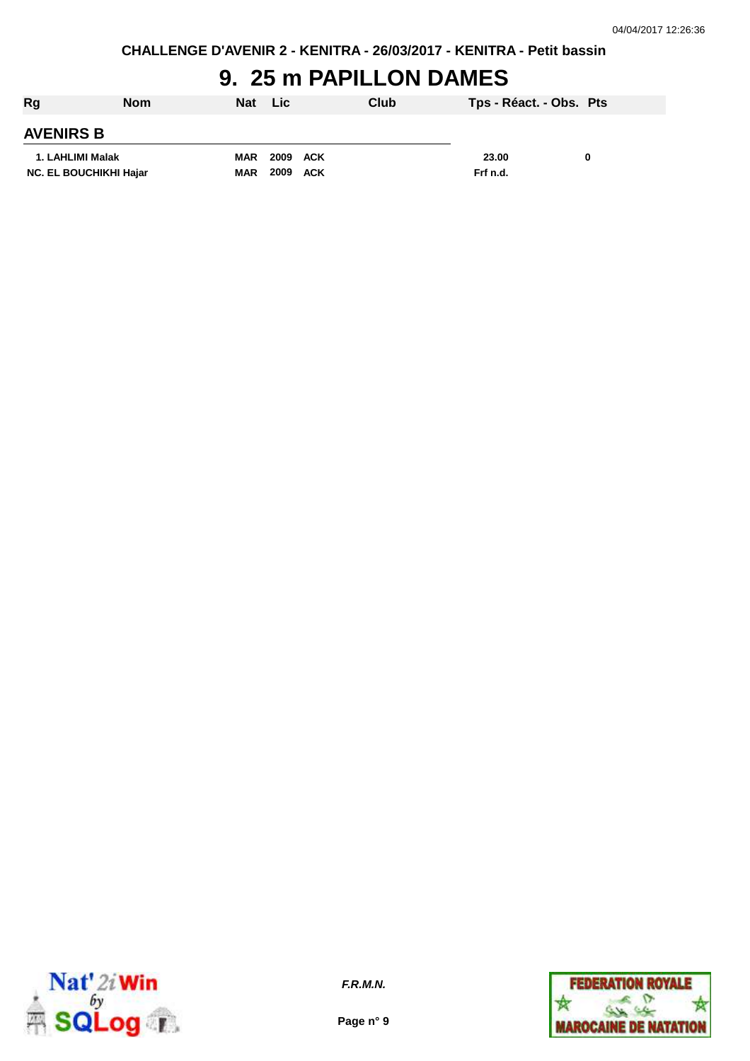CHALLENGE D'AVENIR 2 - KENITRA - 26/03/2017 - KENITRA - Petit bassin

# 9. 25 m PAPILLON DAMES

| Rg | Nom | Nat | Lic | Club | Tps - Réact. - Obs. | Pts |
|---|---|---|---|---|---|---|
| **AVENIRS B** | | | | | | |
| 1. | LAHLIMI Malak | MAR | 2009 | ACK | 23.00 | 0 |
| NC. | EL BOUCHIKHI Hajar | MAR | 2009 | ACK | Frf n.d. | |

*F.R.M.N.*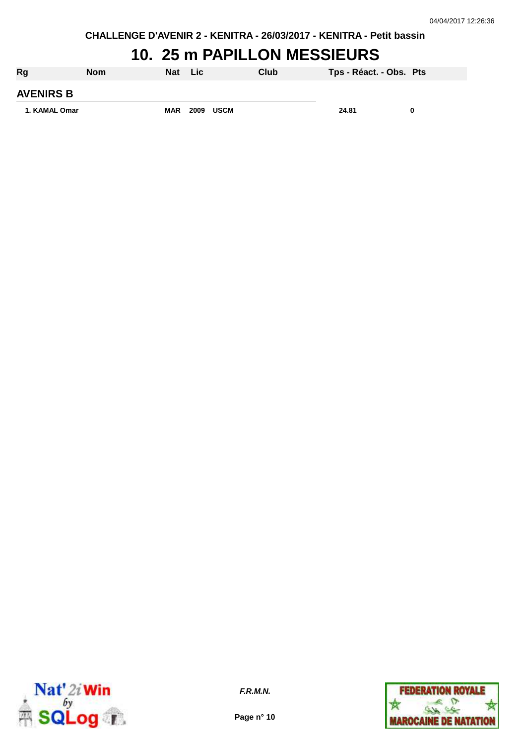CHALLENGE D'AVENIR 2 - KENITRA - 26/03/2017 - KENITRA - Petit bassin

# 10. 25 m PAPILLON MESSIEURS

| Rg | Nom | Nat | Lic | Club | Tps - Réact. - Obs. | Pts |
|---|---|---|---|---|---|---|
| **AVENIRS B** | | | | | | |
| 1. | KAMAL Omar | MAR | 2009 | USCM | 24.81 | 0 |

*F.R.M.N.*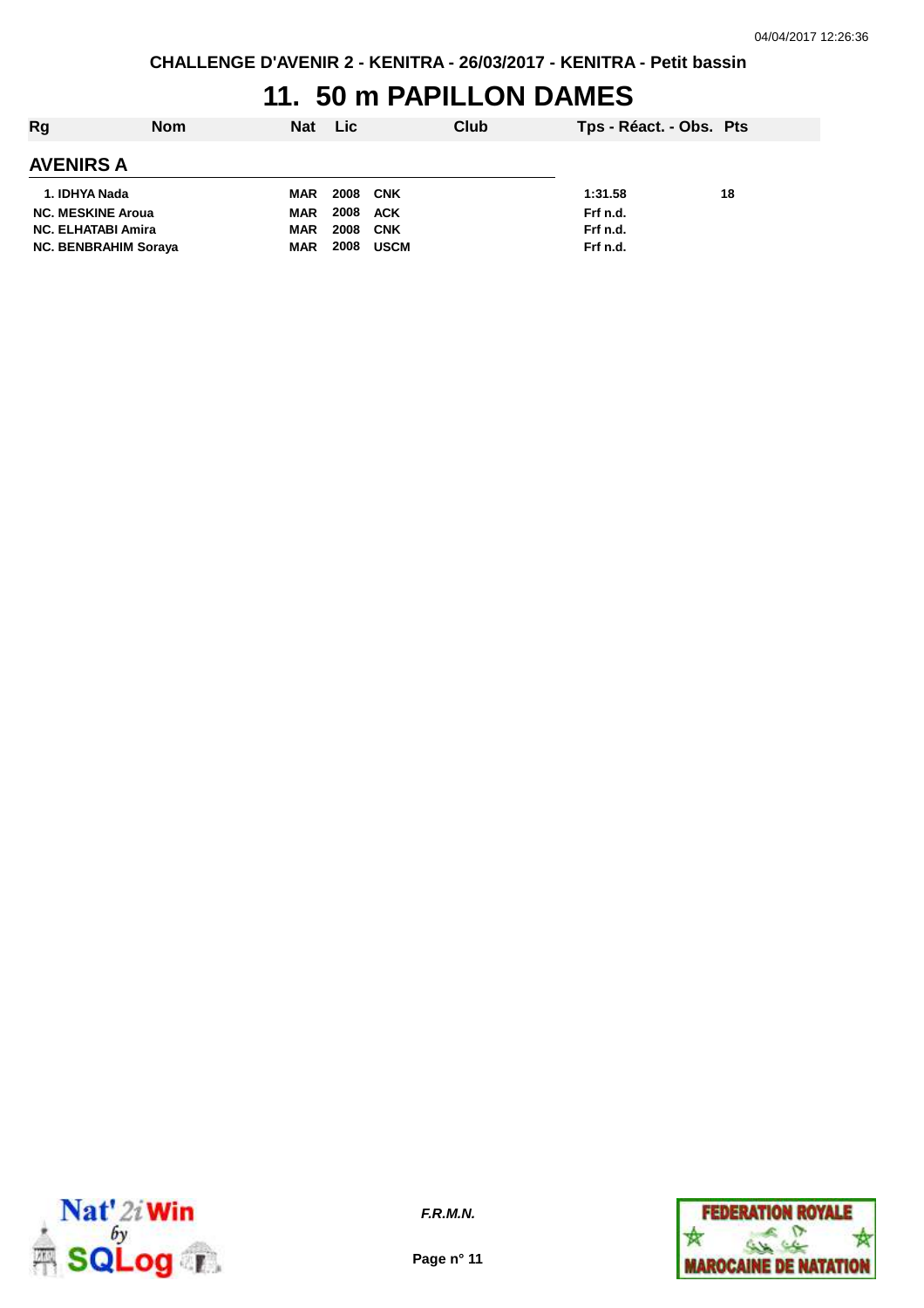CHALLENGE D'AVENIR 2 - KENITRA - 26/03/2017 - KENITRA - Petit bassin

# 11. 50 m PAPILLON DAMES

| Rg | Nom | Nat | Lic | Club | Tps - Réact. - Obs. | Pts |
|---|---|---|---|---|---|---|
| **AVENIRS A** | | | | | | |
| 1. | IDHYA Nada | MAR | 2008 | CNK | 1:31.58 | 18 |
| NC. | MESKINE Aroua | MAR | 2008 | ACK | Frf n.d. | |
| NC. | ELHATABI Amira | MAR | 2008 | CNK | Frf n.d. | |
| NC. | BENBRAHIM Soraya | MAR | 2008 | USCM | Frf n.d. | |

*F.R.M.N.*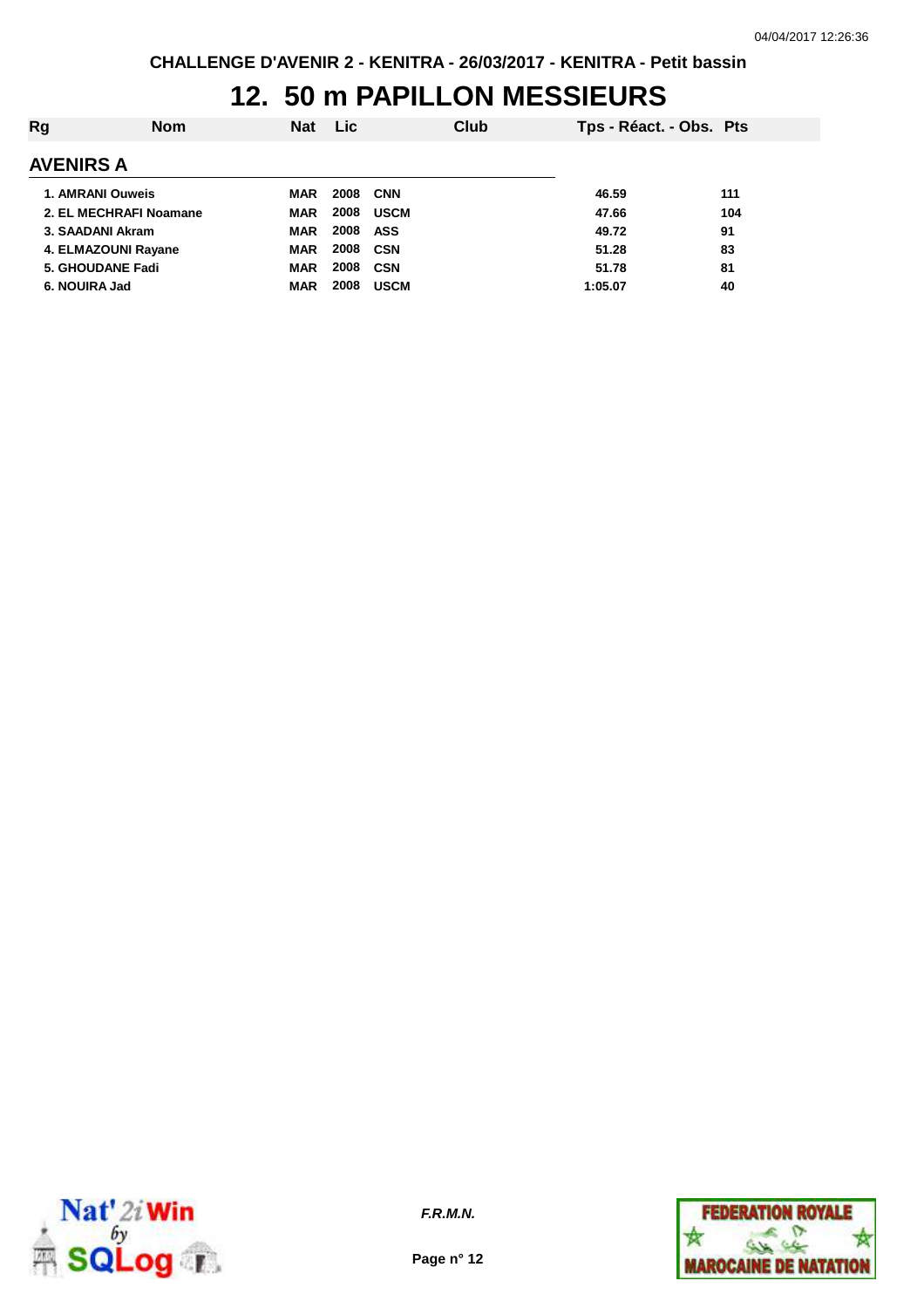CHALLENGE D'AVENIR 2 - KENITRA - 26/03/2017 - KENITRA - Petit bassin

# 12. 50 m PAPILLON MESSIEURS

| Rg | Nom | Nat | Lic | Club | Tps - Réact. - Obs. | Pts |
|---|---|---|---|---|---|---|

## AVENIRS A

| Rg | Nom | Nat | Lic | Club | Tps - Réact. - Obs. | Pts |
|---|---|---|---|---|---|---|
| 1. | AMRANI Ouweis | MAR | 2008 | CNN | 46.59 | 111 |
| 2. | EL MECHRAFI Noamane | MAR | 2008 | USCM | 47.66 | 104 |
| 3. | SAADANI Akram | MAR | 2008 | ASS | 49.72 | 91 |
| 4. | ELMAZOUNI Rayane | MAR | 2008 | CSN | 51.28 | 83 |
| 5. | GHOUDANE Fadi | MAR | 2008 | CSN | 51.78 | 81 |
| 6. | NOUIRA Jad | MAR | 2008 | USCM | 1:05.07 | 40 |

*F.R.M.N.*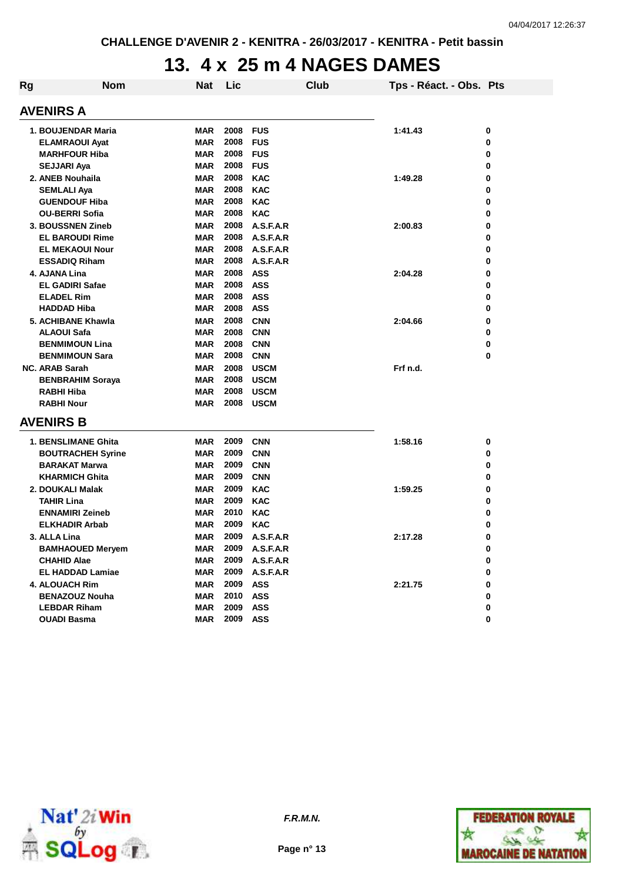CHALLENGE D'AVENIR 2 - KENITRA - 26/03/2017 - KENITRA - Petit bassin

# 13. 4 x 25 m 4 NAGES DAMES

| Rg | Nom | Nat | Lic | Club | Tps - Réact. - Obs. | Pts |
|---|---|---|---|---|---|---|

## AVENIRS A

| Rg | Nom | Nat | Lic | Club | Tps - Réact. - Obs. | Pts |
|---|---|---|---|---|---|---|
| 1. | BOUJENDAR Maria | MAR | 2008 | FUS | 1:41.43 | 0 |
| | ELAMRAOUI Ayat | MAR | 2008 | FUS | | 0 |
| | MARHFOUR Hiba | MAR | 2008 | FUS | | 0 |
| | SEJJARI Aya | MAR | 2008 | FUS | | 0 |
| 2. | ANEB Nouhaila | MAR | 2008 | KAC | 1:49.28 | 0 |
| | SEMLALI Aya | MAR | 2008 | KAC | | 0 |
| | GUENDOUF Hiba | MAR | 2008 | KAC | | 0 |
| | OU-BERRI Sofia | MAR | 2008 | KAC | | 0 |
| 3. | BOUSSNEN Zineb | MAR | 2008 | A.S.F.A.R | 2:00.83 | 0 |
| | EL BAROUDI Rime | MAR | 2008 | A.S.F.A.R | | 0 |
| | EL MEKAOUI Nour | MAR | 2008 | A.S.F.A.R | | 0 |
| | ESSADIQ Riham | MAR | 2008 | A.S.F.A.R | | 0 |
| 4. | AJANA Lina | MAR | 2008 | ASS | 2:04.28 | 0 |
| | EL GADIRI Safae | MAR | 2008 | ASS | | 0 |
| | ELADEL Rim | MAR | 2008 | ASS | | 0 |
| | HADDAD Hiba | MAR | 2008 | ASS | | 0 |
| 5. | ACHIBANE Khawla | MAR | 2008 | CNN | 2:04.66 | 0 |
| | ALAOUI Safa | MAR | 2008 | CNN | | 0 |
| | BENMIMOUN Lina | MAR | 2008 | CNN | | 0 |
| | BENMIMOUN Sara | MAR | 2008 | CNN | | 0 |
| NC. | ARAB Sarah | MAR | 2008 | USCM | Frf n.d. | |
| | BENBRAHIM Soraya | MAR | 2008 | USCM | | |
| | RABHI Hiba | MAR | 2008 | USCM | | |
| | RABHI Nour | MAR | 2008 | USCM | | |

## AVENIRS B

| Rg | Nom | Nat | Lic | Club | Tps - Réact. - Obs. | Pts |
|---|---|---|---|---|---|---|
| 1. | BENSLIMANE Ghita | MAR | 2009 | CNN | 1:58.16 | 0 |
| | BOUTRACHEH Syrine | MAR | 2009 | CNN | | 0 |
| | BARAKAT Marwa | MAR | 2009 | CNN | | 0 |
| | KHARMICH Ghita | MAR | 2009 | CNN | | 0 |
| 2. | DOUKALI Malak | MAR | 2009 | KAC | 1:59.25 | 0 |
| | TAHIR Lina | MAR | 2009 | KAC | | 0 |
| | ENNAMIRI Zeineb | MAR | 2010 | KAC | | 0 |
| | ELKHADIR Arbab | MAR | 2009 | KAC | | 0 |
| 3. | ALLA Lina | MAR | 2009 | A.S.F.A.R | 2:17.28 | 0 |
| | BAMHAOUED Meryem | MAR | 2009 | A.S.F.A.R | | 0 |
| | CHAHID Alae | MAR | 2009 | A.S.F.A.R | | 0 |
| | EL HADDAD Lamiae | MAR | 2009 | A.S.F.A.R | | 0 |
| 4. | ALOUACH Rim | MAR | 2009 | ASS | 2:21.75 | 0 |
| | BENAZOUZ Nouha | MAR | 2010 | ASS | | 0 |
| | LEBDAR Riham | MAR | 2009 | ASS | | 0 |
| | OUADI Basma | MAR | 2009 | ASS | | 0 |

*F.R.M.N.*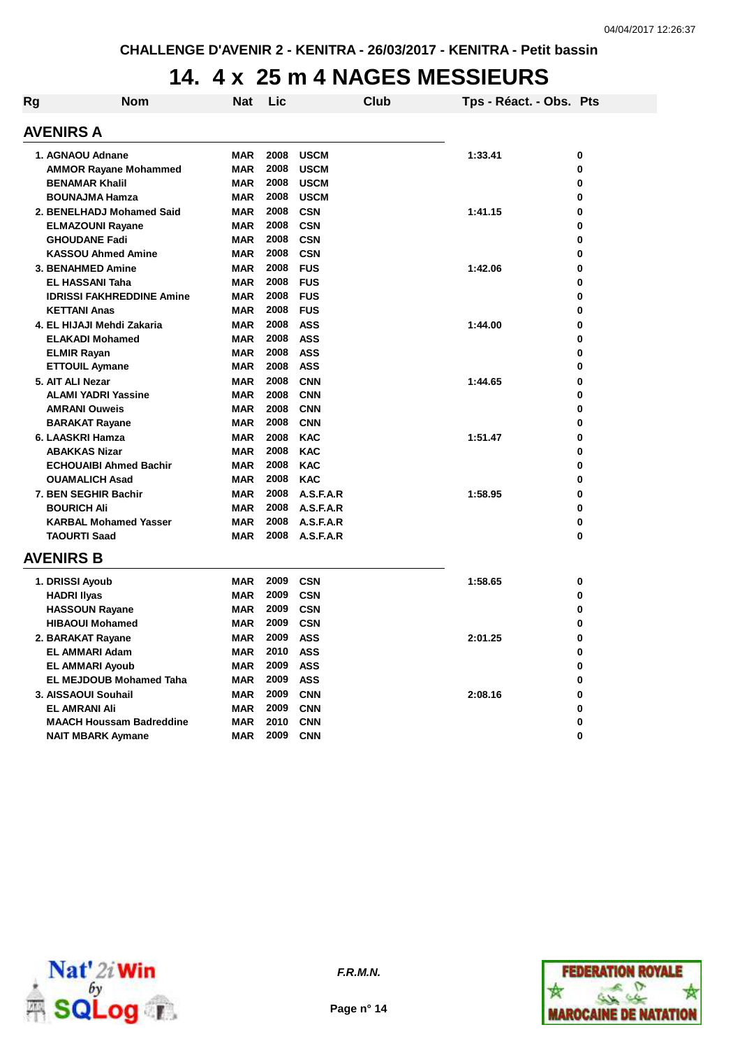CHALLENGE D'AVENIR 2 - KENITRA - 26/03/2017 - KENITRA - Petit bassin

# 14. 4 x 25 m 4 NAGES MESSIEURS

| Rg | Nom | Nat | Lic | Club | Tps - Réact. - Obs. | Pts |
|---|---|---|---|---|---|---|

## AVENIRS A

| Rg | Nom | Nat | Lic | Club | Tps - Réact. - Obs. | Pts |
|---|---|---|---|---|---|---|
| 1. | AGNAOU Adnane | MAR | 2008 | USCM | 1:33.41 | 0 |
| | AMMOR Rayane Mohammed | MAR | 2008 | USCM | | 0 |
| | BENAMAR Khalil | MAR | 2008 | USCM | | 0 |
| | BOUNAJMA Hamza | MAR | 2008 | USCM | | 0 |
| 2. | BENELHADJ Mohamed Said | MAR | 2008 | CSN | 1:41.15 | 0 |
| | ELMAZOUNI Rayane | MAR | 2008 | CSN | | 0 |
| | GHOUDANE Fadi | MAR | 2008 | CSN | | 0 |
| | KASSOU Ahmed Amine | MAR | 2008 | CSN | | 0 |
| 3. | BENAHMED Amine | MAR | 2008 | FUS | 1:42.06 | 0 |
| | EL HASSANI Taha | MAR | 2008 | FUS | | 0 |
| | IDRISSI FAKHREDDINE Amine | MAR | 2008 | FUS | | 0 |
| | KETTANI Anas | MAR | 2008 | FUS | | 0 |
| 4. | EL HIJAJI Mehdi Zakaria | MAR | 2008 | ASS | 1:44.00 | 0 |
| | ELAKADI Mohamed | MAR | 2008 | ASS | | 0 |
| | ELMIR Rayan | MAR | 2008 | ASS | | 0 |
| | ETTOUIL Aymane | MAR | 2008 | ASS | | 0 |
| 5. | AIT ALI Nezar | MAR | 2008 | CNN | 1:44.65 | 0 |
| | ALAMI YADRI Yassine | MAR | 2008 | CNN | | 0 |
| | AMRANI Ouweis | MAR | 2008 | CNN | | 0 |
| | BARAKAT Rayane | MAR | 2008 | CNN | | 0 |
| 6. | LAASKRI Hamza | MAR | 2008 | KAC | 1:51.47 | 0 |
| | ABAKKAS Nizar | MAR | 2008 | KAC | | 0 |
| | ECHOUAIBI Ahmed Bachir | MAR | 2008 | KAC | | 0 |
| | OUAMALICH Asad | MAR | 2008 | KAC | | 0 |
| 7. | BEN SEGHIR Bachir | MAR | 2008 | A.S.F.A.R | 1:58.95 | 0 |
| | BOURICH Ali | MAR | 2008 | A.S.F.A.R | | 0 |
| | KARBAL Mohamed Yasser | MAR | 2008 | A.S.F.A.R | | 0 |
| | TAOURTI Saad | MAR | 2008 | A.S.F.A.R | | 0 |

## AVENIRS B

| Rg | Nom | Nat | Lic | Club | Tps - Réact. - Obs. | Pts |
|---|---|---|---|---|---|---|
| 1. | DRISSI Ayoub | MAR | 2009 | CSN | 1:58.65 | 0 |
| | HADRI Ilyas | MAR | 2009 | CSN | | 0 |
| | HASSOUN Rayane | MAR | 2009 | CSN | | 0 |
| | HIBAOUI Mohamed | MAR | 2009 | CSN | | 0 |
| 2. | BARAKAT Rayane | MAR | 2009 | ASS | 2:01.25 | 0 |
| | EL AMMARI Adam | MAR | 2010 | ASS | | 0 |
| | EL AMMARI Ayoub | MAR | 2009 | ASS | | 0 |
| | EL MEJDOUB Mohamed Taha | MAR | 2009 | ASS | | 0 |
| 3. | AISSAOUI Souhail | MAR | 2009 | CNN | 2:08.16 | 0 |
| | EL AMRANI Ali | MAR | 2009 | CNN | | 0 |
| | MAACH Houssam Badreddine | MAR | 2010 | CNN | | 0 |
| | NAIT MBARK Aymane | MAR | 2009 | CNN | | 0 |

*F.R.M.N.*